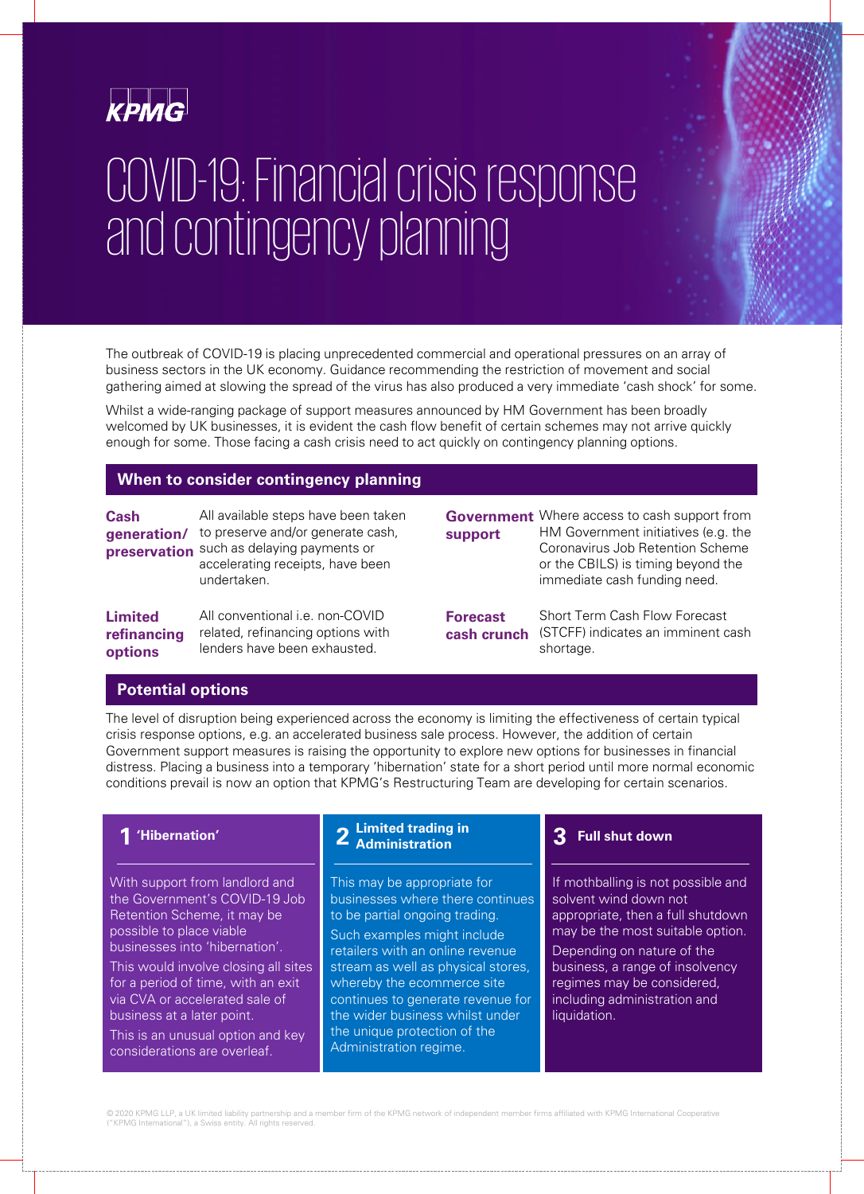KPMG

# COVID-19: Financial crisis response and contingency planning

The outbreak of COVID-19 is placing unprecedented commercial and operational pressures on an array of business sectors in the UK economy. Guidance recommending the restriction of movement and social gathering aimed at slowing the spread of the virus has also produced a very immediate 'cash shock' for some.

Whilst a wide-ranging package of support measures announced by HM Government has been broadly welcomed by UK businesses, it is evident the cash flow benefit of certain schemes may not arrive quickly enough for some. Those facing a cash crisis need to act quickly on contingency planning options.

## When to consider contingency planning

**Cash generation/ preservation**
All available steps have been taken to preserve and/or generate cash, such as delaying payments or accelerating receipts, have been undertaken.

**Limited refinancing options**
All conventional i.e. non-COVID related, refinancing options with lenders have been exhausted.

**Government support**
Where access to cash support from HM Government initiatives (e.g. the Coronavirus Job Retention Scheme or the CBILS) is timing beyond the immediate cash funding need.

**Forecast cash crunch**
Short Term Cash Flow Forecast (STCFF) indicates an imminent cash shortage.

## Potential options

The level of disruption being experienced across the economy is limiting the effectiveness of certain typical crisis response options, e.g. an accelerated business sale process. However, the addition of certain Government support measures is raising the opportunity to explore new options for businesses in financial distress. Placing a business into a temporary 'hibernation' state for a short period until more normal economic conditions prevail is now an option that KPMG's Restructuring Team are developing for certain scenarios.

### 1 'Hibernation'

With support from landlord and the Government's COVID-19 Job Retention Scheme, it may be possible to place viable businesses into 'hibernation'.

This would involve closing all sites for a period of time, with an exit via CVA or accelerated sale of business at a later point.

This is an unusual option and key considerations are overleaf.

### 2 Limited trading in Administration

This may be appropriate for businesses where there continues to be partial ongoing trading.

Such examples might include retailers with an online revenue stream as well as physical stores, whereby the ecommerce site continues to generate revenue for the wider business whilst under the unique protection of the Administration regime.

### 3 Full shut down

If mothballing is not possible and solvent wind down not appropriate, then a full shutdown may be the most suitable option.

Depending on nature of the business, a range of insolvency regimes may be considered, including administration and liquidation.

© 2020 KPMG LLP, a UK limited liability partnership and a member firm of the KPMG network of independent member firms affiliated with KPMG International Cooperative ("KPMG International"), a Swiss entity. All rights reserved.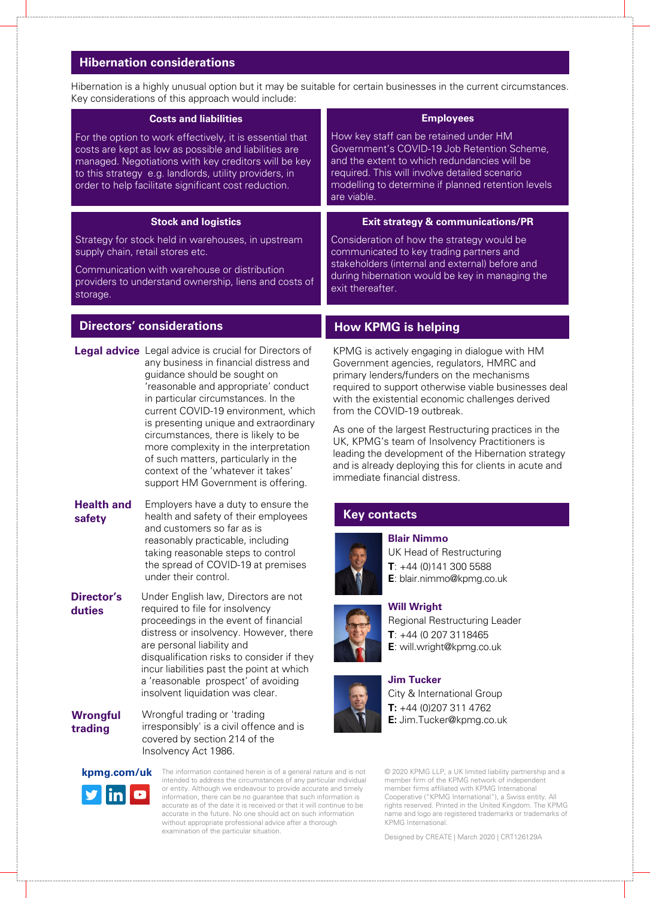## Hibernation considerations

Hibernation is a highly unusual option but it may be suitable for certain businesses in the current circumstances. Key considerations of this approach would include:

### Costs and liabilities

For the option to work effectively, it is essential that costs are kept as low as possible and liabilities are managed. Negotiations with key creditors will be key to this strategy e.g. landlords, utility providers, in order to help facilitate significant cost reduction.

### Employees

How key staff can be retained under HM Government's COVID-19 Job Retention Scheme, and the extent to which redundancies will be required. This will involve detailed scenario modelling to determine if planned retention levels are viable.

### Stock and logistics

Strategy for stock held in warehouses, in upstream supply chain, retail stores etc.

Communication with warehouse or distribution providers to understand ownership, liens and costs of storage.

### Exit strategy & communications/PR

Consideration of how the strategy would be communicated to key trading partners and stakeholders (internal and external) before and during hibernation would be key in managing the exit thereafter.

## Directors' considerations

**Legal advice** Legal advice is crucial for Directors of any business in financial distress and guidance should be sought on 'reasonable and appropriate' conduct in particular circumstances. In the current COVID-19 environment, which is presenting unique and extraordinary circumstances, there is likely to be more complexity in the interpretation of such matters, particularly in the context of the 'whatever it takes' support HM Government is offering.

**Health and safety** Employers have a duty to ensure the health and safety of their employees and customers so far as is reasonably practicable, including taking reasonable steps to control the spread of COVID-19 at premises under their control.

**Director's duties** Under English law, Directors are not required to file for insolvency proceedings in the event of financial distress or insolvency. However, there are personal liability and disqualification risks to consider if they incur liabilities past the point at which a 'reasonable prospect' of avoiding insolvent liquidation was clear.

**Wrongful trading** Wrongful trading or 'trading irresponsibly' is a civil offence and is covered by section 214 of the Insolvency Act 1986.

## How KPMG is helping

KPMG is actively engaging in dialogue with HM Government agencies, regulators, HMRC and primary lenders/funders on the mechanisms required to support otherwise viable businesses deal with the existential economic challenges derived from the COVID-19 outbreak.

As one of the largest Restructuring practices in the UK, KPMG's team of Insolvency Practitioners is leading the development of the Hibernation strategy and is already deploying this for clients in acute and immediate financial distress.

## Key contacts

**Blair Nimmo**
UK Head of Restructuring
**T**: +44 (0)141 300 5588
**E**: blair.nimmo@kpmg.co.uk

**Will Wright**
Regional Restructuring Leader
**T**: +44 (0 207 3118465
**E**: will.wright@kpmg.co.uk

**Jim Tucker**
City & International Group
**T:** +44 (0)207 311 4762
**E:** Jim.Tucker@kpmg.co.uk

**kpmg.com/uk**

The information contained herein is of a general nature and is not intended to address the circumstances of any particular individual or entity. Although we endeavour to provide accurate and timely information, there can be no guarantee that such information is accurate as of the date it is received or that it will continue to be accurate in the future. No one should act on such information without appropriate professional advice after a thorough examination of the particular situation.

© 2020 KPMG LLP, a UK limited liability partnership and a member firm of the KPMG network of independent member firms affiliated with KPMG International Cooperative ("KPMG International"), a Swiss entity. All rights reserved. Printed in the United Kingdom. The KPMG name and logo are registered trademarks or trademarks of KPMG International.

Designed by CREATE | March 2020 | CRT126129A